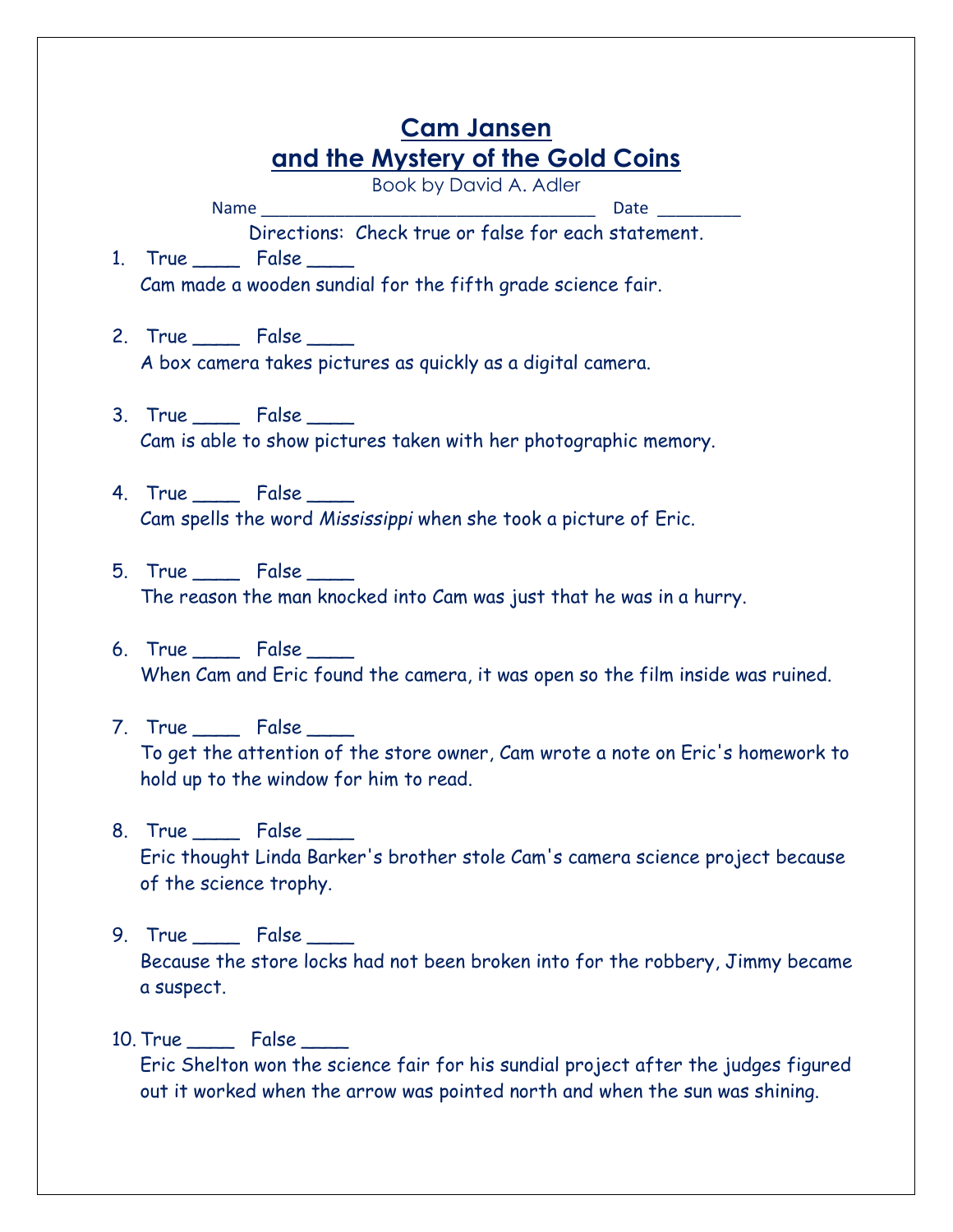# Cam Jansen and the Mystery of the Gold Coins

Book by David A. Adler

Name _________________________________ Date ________

Directions: Check true or false for each statement.

1. True ____ False ____
   Cam made a wooden sundial for the fifth grade science fair.

2. True ____ False ____
   A box camera takes pictures as quickly as a digital camera.

3. True ____ False ____
   Cam is able to show pictures taken with her photographic memory.

4. True ____ False ____
   Cam spells the word *Mississippi* when she took a picture of Eric.

5. True ____ False ____
   The reason the man knocked into Cam was just that he was in a hurry.

6. True ____ False ____
   When Cam and Eric found the camera, it was open so the film inside was ruined.

7. True ____ False ____
   To get the attention of the store owner, Cam wrote a note on Eric's homework to hold up to the window for him to read.

8. True ____ False ____
   Eric thought Linda Barker's brother stole Cam's camera science project because of the science trophy.

9. True ____ False ____
   Because the store locks had not been broken into for the robbery, Jimmy became a suspect.

10. True ____ False ____
    Eric Shelton won the science fair for his sundial project after the judges figured out it worked when the arrow was pointed north and when the sun was shining.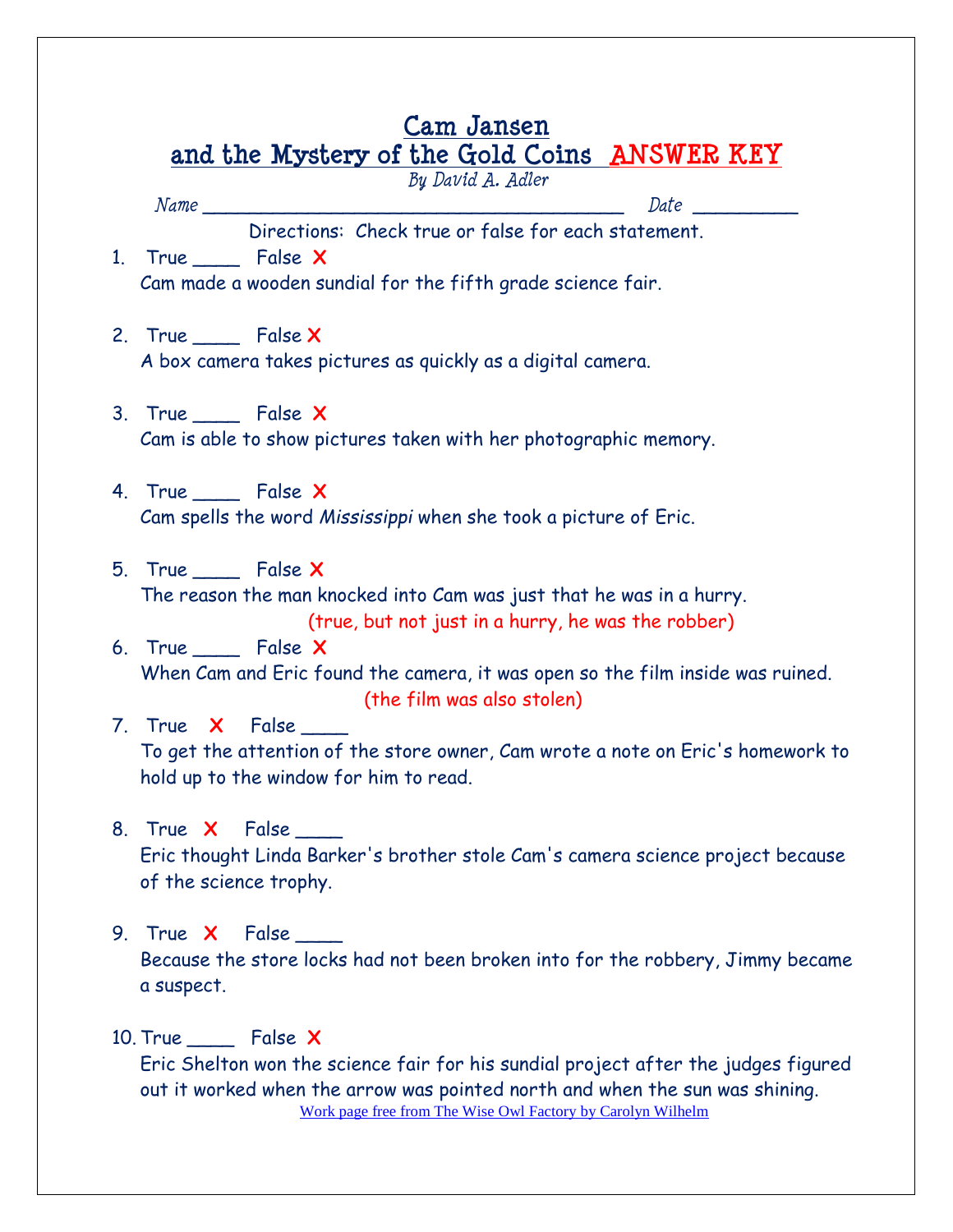# Cam Jansen and the Mystery of the Gold Coins ANSWER KEY

*By David A. Adler*

*Name* ______________________________ *Date* __________

Directions: Check true or false for each statement.

1. True ____ False X
   Cam made a wooden sundial for the fifth grade science fair.

2. True ____ False X
   A box camera takes pictures as quickly as a digital camera.

3. True ____ False X
   Cam is able to show pictures taken with her photographic memory.

4. True ____ False X
   Cam spells the word *Mississippi* when she took a picture of Eric.

5. True ____ False X
   The reason the man knocked into Cam was just that he was in a hurry.
   (true, but not just in a hurry, he was the robber)

6. True ____ False X
   When Cam and Eric found the camera, it was open so the film inside was ruined.
   (the film was also stolen)

7. True X False ____
   To get the attention of the store owner, Cam wrote a note on Eric's homework to hold up to the window for him to read.

8. True X False ____
   Eric thought Linda Barker's brother stole Cam's camera science project because of the science trophy.

9. True X False ____
   Because the store locks had not been broken into for the robbery, Jimmy became a suspect.

10. True ____ False X
    Eric Shelton won the science fair for his sundial project after the judges figured out it worked when the arrow was pointed north and when the sun was shining.

Work page free from The Wise Owl Factory by Carolyn Wilhelm